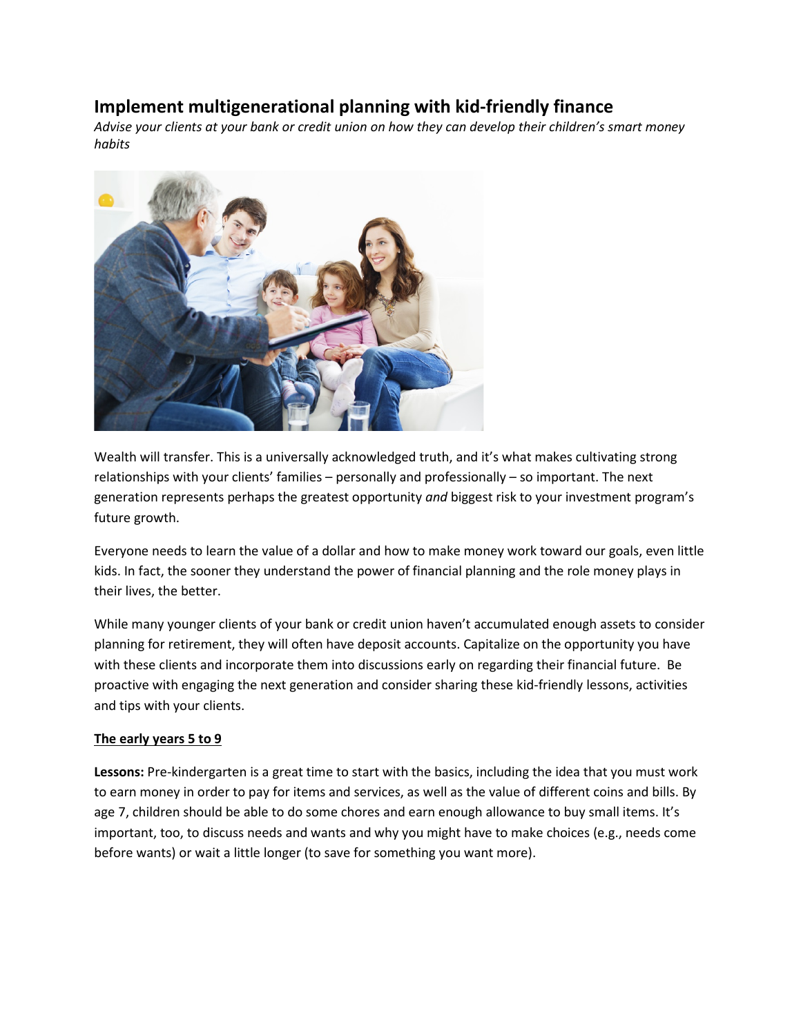# Implement multigenerational planning with kid-friendly finance

*Advise your clients at your bank or credit union on how they can develop their children's smart money habits*

Wealth will transfer. This is a universally acknowledged truth, and it's what makes cultivating strong relationships with your clients' families – personally and professionally – so important. The next generation represents perhaps the greatest opportunity *and* biggest risk to your investment program's future growth.

Everyone needs to learn the value of a dollar and how to make money work toward our goals, even little kids. In fact, the sooner they understand the power of financial planning and the role money plays in their lives, the better.

While many younger clients of your bank or credit union haven't accumulated enough assets to consider planning for retirement, they will often have deposit accounts. Capitalize on the opportunity you have with these clients and incorporate them into discussions early on regarding their financial future. Be proactive with engaging the next generation and consider sharing these kid-friendly lessons, activities and tips with your clients.

## The early years 5 to 9

**Lessons:** Pre-kindergarten is a great time to start with the basics, including the idea that you must work to earn money in order to pay for items and services, as well as the value of different coins and bills. By age 7, children should be able to do some chores and earn enough allowance to buy small items. It's important, too, to discuss needs and wants and why you might have to make choices (e.g., needs come before wants) or wait a little longer (to save for something you want more).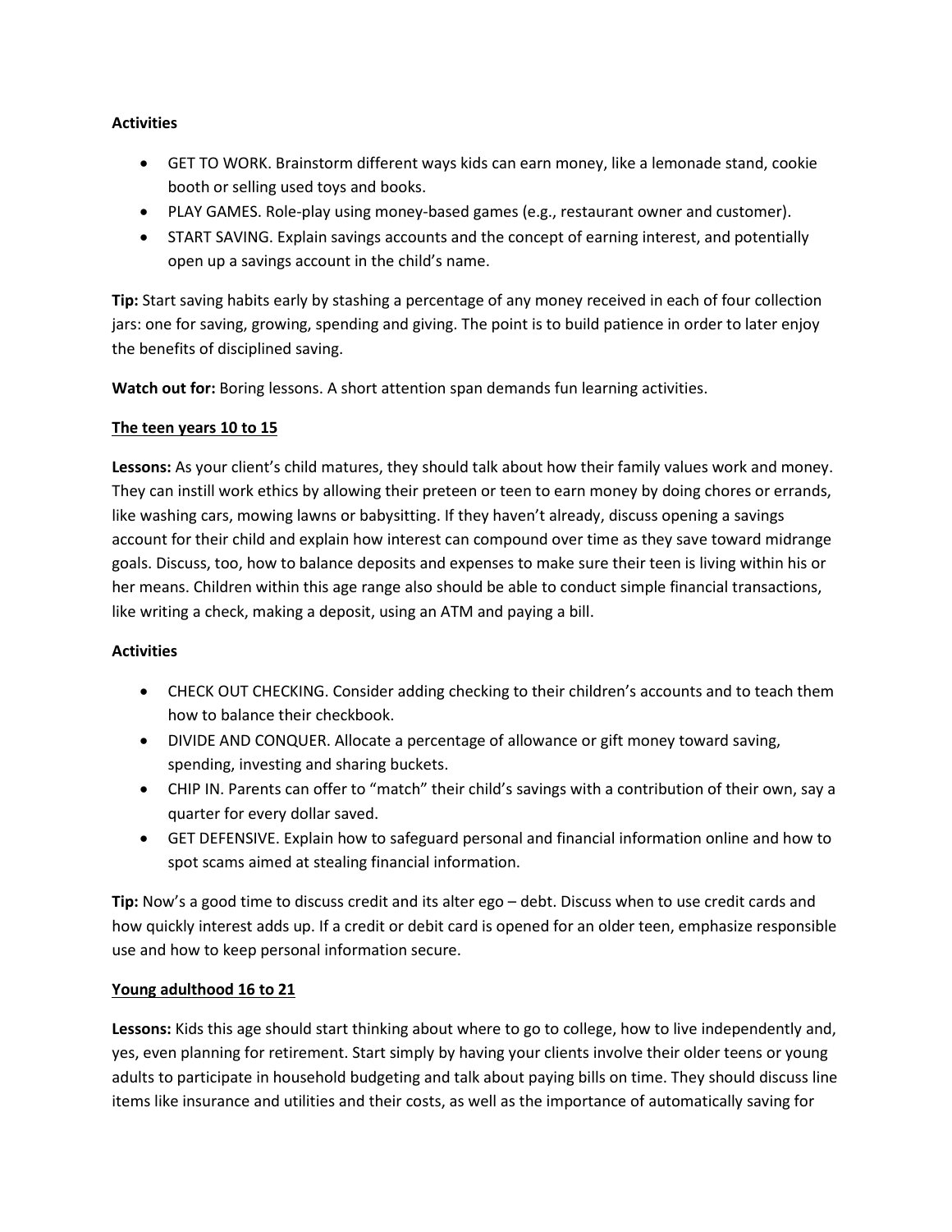**Activities**

- GET TO WORK. Brainstorm different ways kids can earn money, like a lemonade stand, cookie booth or selling used toys and books.
- PLAY GAMES. Role-play using money-based games (e.g., restaurant owner and customer).
- START SAVING. Explain savings accounts and the concept of earning interest, and potentially open up a savings account in the child's name.

**Tip:** Start saving habits early by stashing a percentage of any money received in each of four collection jars: one for saving, growing, spending and giving. The point is to build patience in order to later enjoy the benefits of disciplined saving.

**Watch out for:** Boring lessons. A short attention span demands fun learning activities.

**The teen years 10 to 15**

**Lessons:** As your client's child matures, they should talk about how their family values work and money. They can instill work ethics by allowing their preteen or teen to earn money by doing chores or errands, like washing cars, mowing lawns or babysitting. If they haven't already, discuss opening a savings account for their child and explain how interest can compound over time as they save toward midrange goals. Discuss, too, how to balance deposits and expenses to make sure their teen is living within his or her means. Children within this age range also should be able to conduct simple financial transactions, like writing a check, making a deposit, using an ATM and paying a bill.

**Activities**

- CHECK OUT CHECKING. Consider adding checking to their children's accounts and to teach them how to balance their checkbook.
- DIVIDE AND CONQUER. Allocate a percentage of allowance or gift money toward saving, spending, investing and sharing buckets.
- CHIP IN. Parents can offer to "match" their child's savings with a contribution of their own, say a quarter for every dollar saved.
- GET DEFENSIVE. Explain how to safeguard personal and financial information online and how to spot scams aimed at stealing financial information.

**Tip:** Now's a good time to discuss credit and its alter ego – debt. Discuss when to use credit cards and how quickly interest adds up. If a credit or debit card is opened for an older teen, emphasize responsible use and how to keep personal information secure.

**Young adulthood 16 to 21**

**Lessons:** Kids this age should start thinking about where to go to college, how to live independently and, yes, even planning for retirement. Start simply by having your clients involve their older teens or young adults to participate in household budgeting and talk about paying bills on time. They should discuss line items like insurance and utilities and their costs, as well as the importance of automatically saving for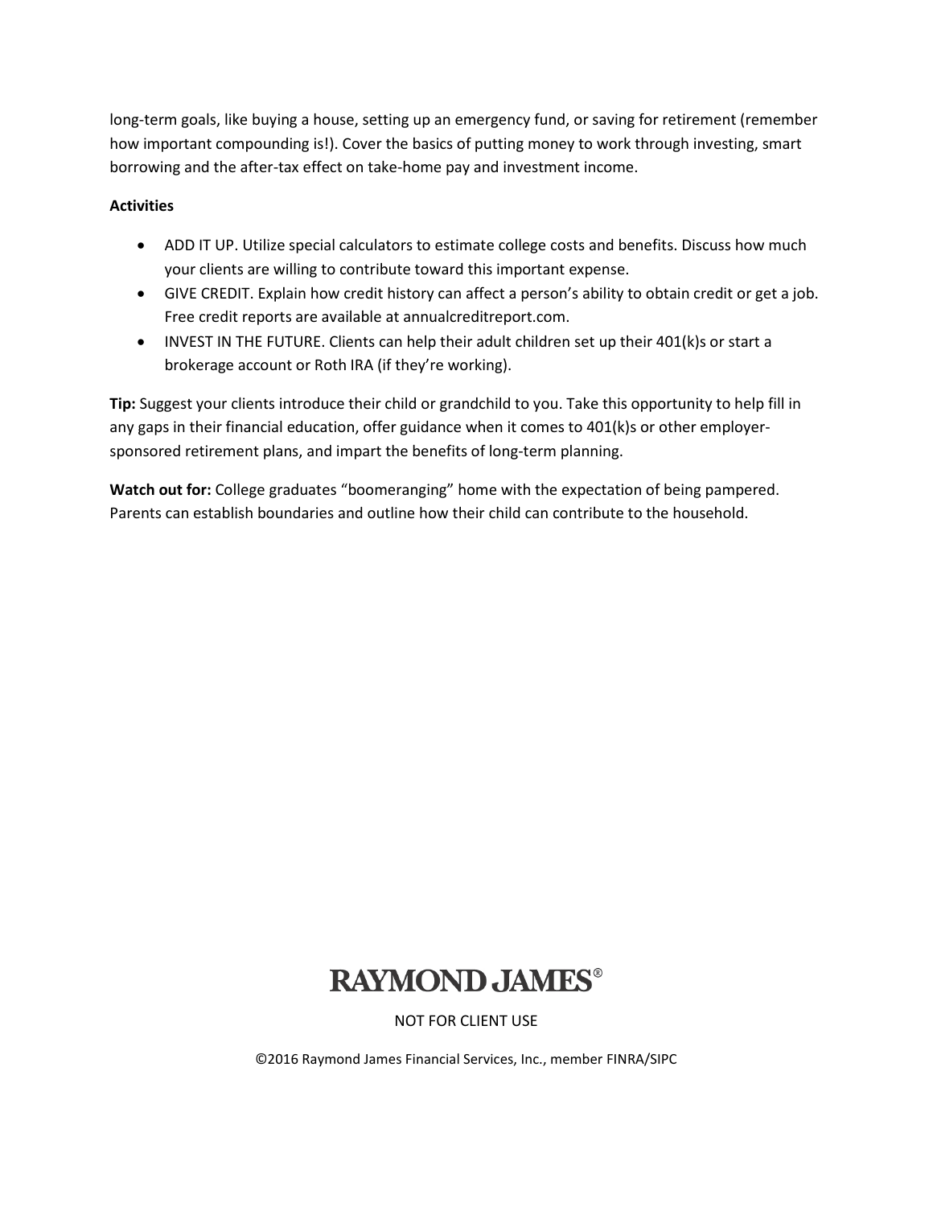long-term goals, like buying a house, setting up an emergency fund, or saving for retirement (remember how important compounding is!). Cover the basics of putting money to work through investing, smart borrowing and the after-tax effect on take-home pay and investment income.

**Activities**

- ADD IT UP. Utilize special calculators to estimate college costs and benefits. Discuss how much your clients are willing to contribute toward this important expense.
- GIVE CREDIT. Explain how credit history can affect a person's ability to obtain credit or get a job. Free credit reports are available at annualcreditreport.com.
- INVEST IN THE FUTURE. Clients can help their adult children set up their 401(k)s or start a brokerage account or Roth IRA (if they're working).

**Tip:** Suggest your clients introduce their child or grandchild to you. Take this opportunity to help fill in any gaps in their financial education, offer guidance when it comes to 401(k)s or other employer-sponsored retirement plans, and impart the benefits of long-term planning.

**Watch out for:** College graduates "boomeranging" home with the expectation of being pampered. Parents can establish boundaries and outline how their child can contribute to the household.

RAYMOND JAMES®

NOT FOR CLIENT USE

©2016 Raymond James Financial Services, Inc., member FINRA/SIPC